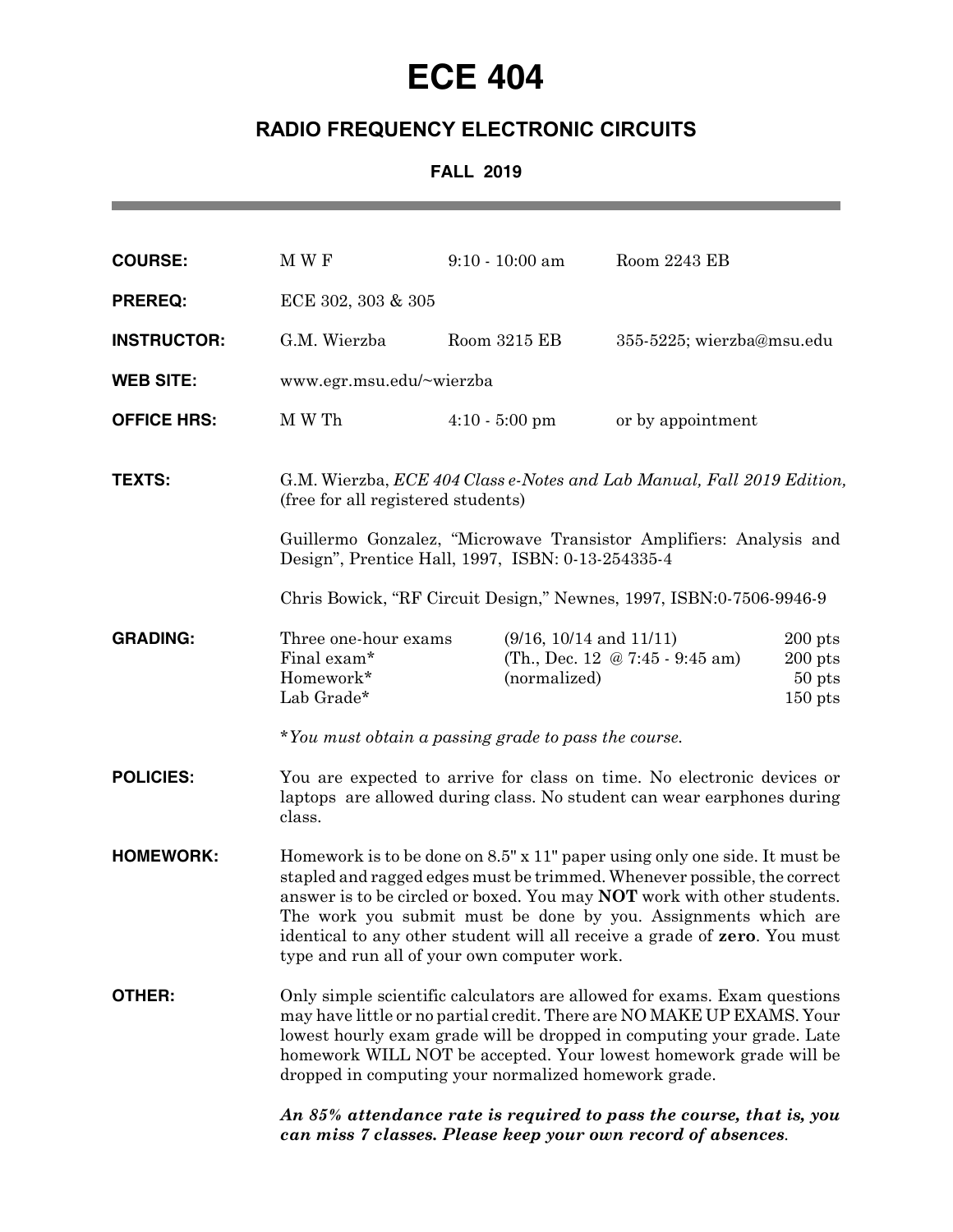# ECE 404

## RADIO FREQUENCY ELECTRONIC CIRCUITS

### FALL 2019

| | | | |
|---|---|---|---|
| **COURSE:** | M W F | 9:10 - 10:00 am | Room 2243 EB |
| **PREREQ:** | ECE 302, 303 & 305 | | |
| **INSTRUCTOR:** | G.M. Wierzba | Room 3215 EB | 355-5225; wierzba@msu.edu |
| **WEB SITE:** | www.egr.msu.edu/~wierzba | | |
| **OFFICE HRS:** | M W Th | 4:10 - 5:00 pm | or by appointment |

**TEXTS:**

G.M. Wierzba, *ECE 404 Class e-Notes and Lab Manual, Fall 2019 Edition,* (free for all registered students)

Guillermo Gonzalez, "Microwave Transistor Amplifiers: Analysis and Design", Prentice Hall, 1997, ISBN: 0-13-254335-4

Chris Bowick, "RF Circuit Design," Newnes, 1997, ISBN:0-7506-9946-9

**GRADING:**

| | | |
|---|---|---|
| Three one-hour exams | (9/16, 10/14 and 11/11) | 200 pts |
| Final exam* | (Th., Dec. 12 @ 7:45 - 9:45 am) | 200 pts |
| Homework* | (normalized) | 50 pts |
| Lab Grade* | | 150 pts |

**You must obtain a passing grade to pass the course.*

**POLICIES:** You are expected to arrive for class on time. No electronic devices or laptops are allowed during class. No student can wear earphones during class.

**HOMEWORK:** Homework is to be done on 8.5" x 11" paper using only one side. It must be stapled and ragged edges must be trimmed. Whenever possible, the correct answer is to be circled or boxed. You may **NOT** work with other students. The work you submit must be done by you. Assignments which are identical to any other student will all receive a grade of **zero**. You must type and run all of your own computer work.

**OTHER:** Only simple scientific calculators are allowed for exams. Exam questions may have little or no partial credit. There are NO MAKE UP EXAMS. Your lowest hourly exam grade will be dropped in computing your grade. Late homework WILL NOT be accepted. Your lowest homework grade will be dropped in computing your normalized homework grade.

***An 85% attendance rate is required to pass the course, that is, you can miss 7 classes. Please keep your own record of absences.***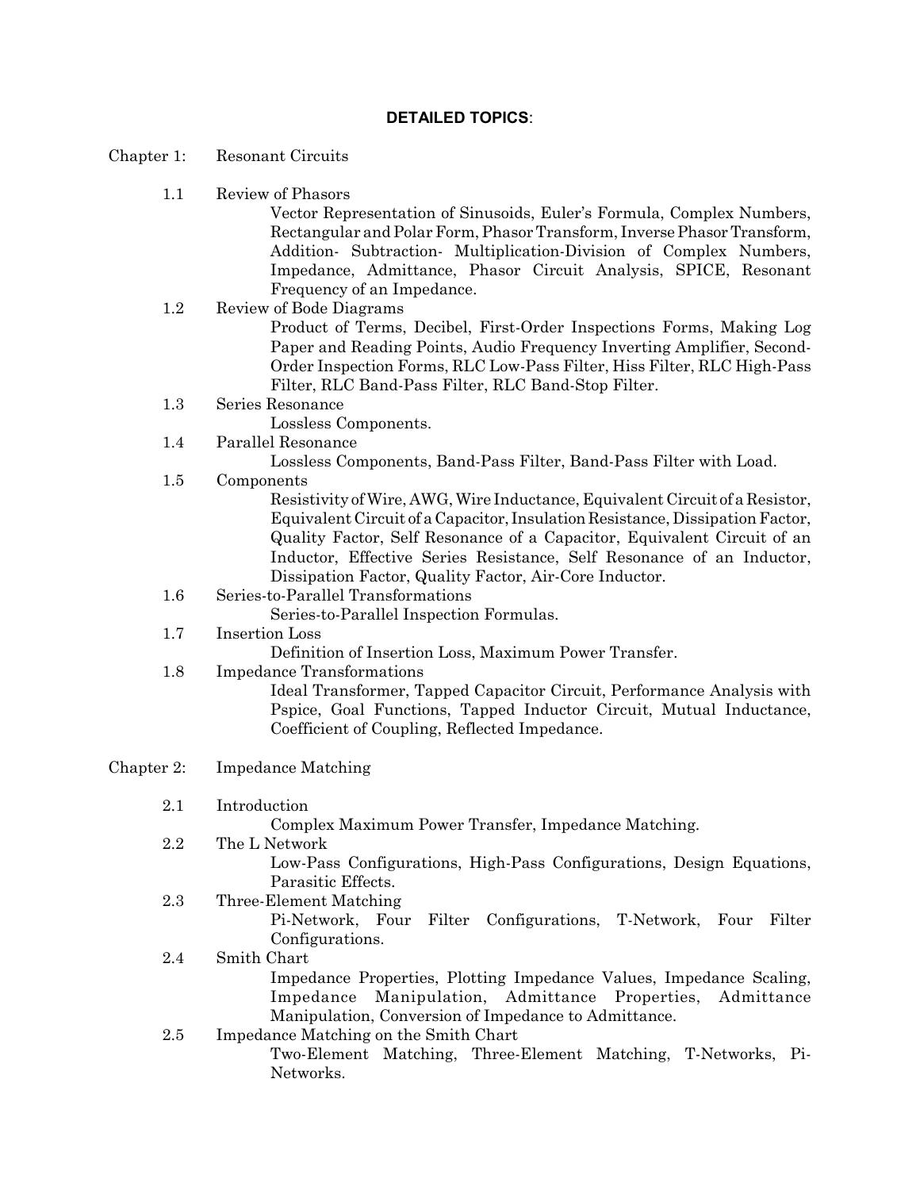## DETAILED TOPICS:

### Chapter 1: Resonant Circuits

**1.1 Review of Phasors**

Vector Representation of Sinusoids, Euler's Formula, Complex Numbers, Rectangular and Polar Form, Phasor Transform, Inverse Phasor Transform, Addition- Subtraction- Multiplication-Division of Complex Numbers, Impedance, Admittance, Phasor Circuit Analysis, SPICE, Resonant Frequency of an Impedance.

**1.2 Review of Bode Diagrams**

Product of Terms, Decibel, First-Order Inspections Forms, Making Log Paper and Reading Points, Audio Frequency Inverting Amplifier, Second-Order Inspection Forms, RLC Low-Pass Filter, Hiss Filter, RLC High-Pass Filter, RLC Band-Pass Filter, RLC Band-Stop Filter.

**1.3 Series Resonance**

Lossless Components.

**1.4 Parallel Resonance**

Lossless Components, Band-Pass Filter, Band-Pass Filter with Load.

**1.5 Components**

Resistivity of Wire, AWG, Wire Inductance, Equivalent Circuit of a Resistor, Equivalent Circuit of a Capacitor, Insulation Resistance, Dissipation Factor, Quality Factor, Self Resonance of a Capacitor, Equivalent Circuit of an Inductor, Effective Series Resistance, Self Resonance of an Inductor, Dissipation Factor, Quality Factor, Air-Core Inductor.

**1.6 Series-to-Parallel Transformations**

Series-to-Parallel Inspection Formulas.

**1.7 Insertion Loss**

Definition of Insertion Loss, Maximum Power Transfer.

**1.8 Impedance Transformations**

Ideal Transformer, Tapped Capacitor Circuit, Performance Analysis with Pspice, Goal Functions, Tapped Inductor Circuit, Mutual Inductance, Coefficient of Coupling, Reflected Impedance.

### Chapter 2: Impedance Matching

**2.1 Introduction**

Complex Maximum Power Transfer, Impedance Matching.

**2.2 The L Network**

Low-Pass Configurations, High-Pass Configurations, Design Equations, Parasitic Effects.

**2.3 Three-Element Matching**

Pi-Network, Four Filter Configurations, T-Network, Four Filter Configurations.

**2.4 Smith Chart**

Impedance Properties, Plotting Impedance Values, Impedance Scaling, Impedance Manipulation, Admittance Properties, Admittance Manipulation, Conversion of Impedance to Admittance.

**2.5 Impedance Matching on the Smith Chart**

Two-Element Matching, Three-Element Matching, T-Networks, Pi-Networks.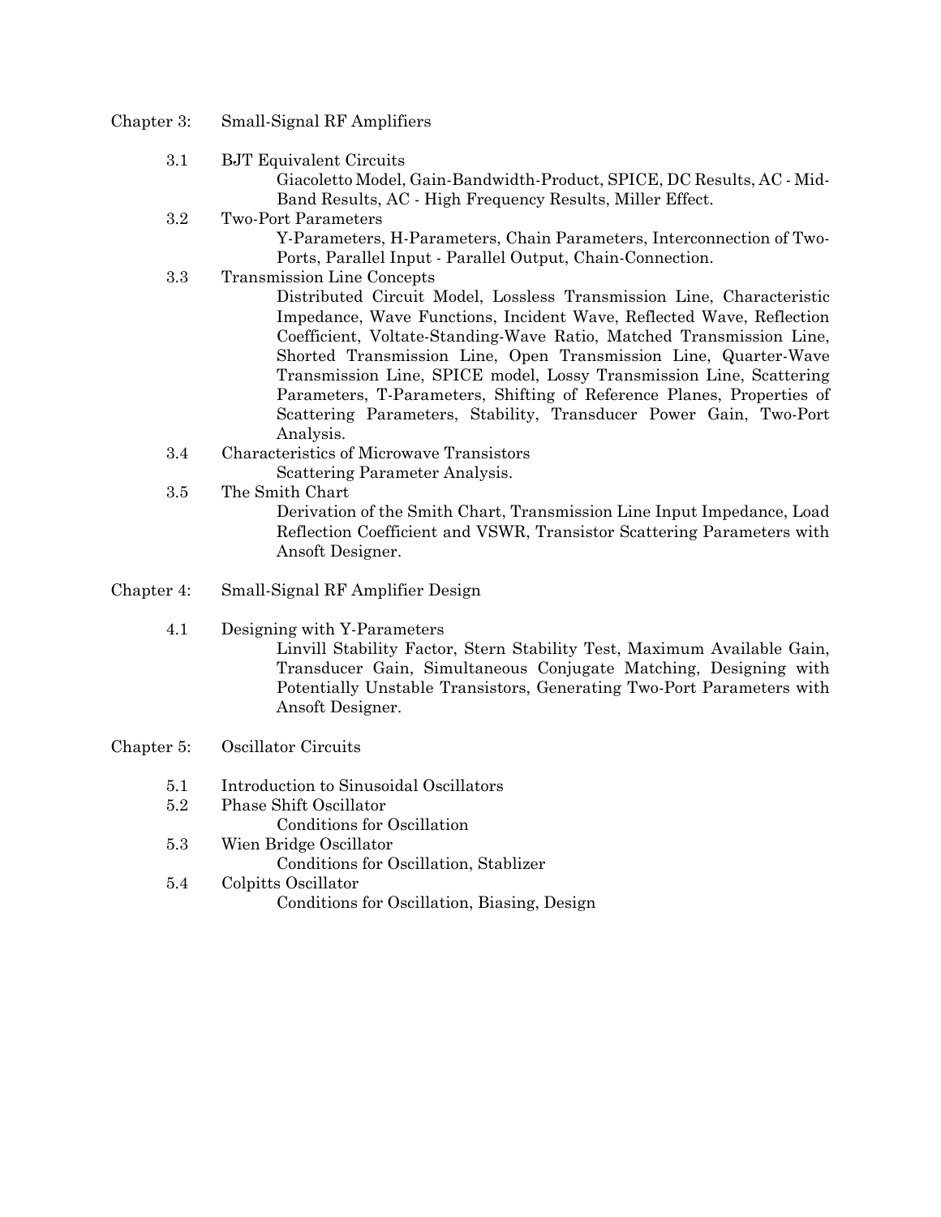Chapter 3: Small-Signal RF Amplifiers

- 3.1 BJT Equivalent Circuits
  - Giacoletto Model, Gain-Bandwidth-Product, SPICE, DC Results, AC - Mid-Band Results, AC - High Frequency Results, Miller Effect.
- 3.2 Two-Port Parameters
  - Y-Parameters, H-Parameters, Chain Parameters, Interconnection of Two-Ports, Parallel Input - Parallel Output, Chain-Connection.
- 3.3 Transmission Line Concepts
  - Distributed Circuit Model, Lossless Transmission Line, Characteristic Impedance, Wave Functions, Incident Wave, Reflected Wave, Reflection Coefficient, Voltate-Standing-Wave Ratio, Matched Transmission Line, Shorted Transmission Line, Open Transmission Line, Quarter-Wave Transmission Line, SPICE model, Lossy Transmission Line, Scattering Parameters, T-Parameters, Shifting of Reference Planes, Properties of Scattering Parameters, Stability, Transducer Power Gain, Two-Port Analysis.
- 3.4 Characteristics of Microwave Transistors
  - Scattering Parameter Analysis.
- 3.5 The Smith Chart
  - Derivation of the Smith Chart, Transmission Line Input Impedance, Load Reflection Coefficient and VSWR, Transistor Scattering Parameters with Ansoft Designer.

Chapter 4: Small-Signal RF Amplifier Design

- 4.1 Designing with Y-Parameters
  - Linvill Stability Factor, Stern Stability Test, Maximum Available Gain, Transducer Gain, Simultaneous Conjugate Matching, Designing with Potentially Unstable Transistors, Generating Two-Port Parameters with Ansoft Designer.

Chapter 5: Oscillator Circuits

- 5.1 Introduction to Sinusoidal Oscillators
- 5.2 Phase Shift Oscillator
  - Conditions for Oscillation
- 5.3 Wien Bridge Oscillator
  - Conditions for Oscillation, Stablizer
- 5.4 Colpitts Oscillator
  - Conditions for Oscillation, Biasing, Design